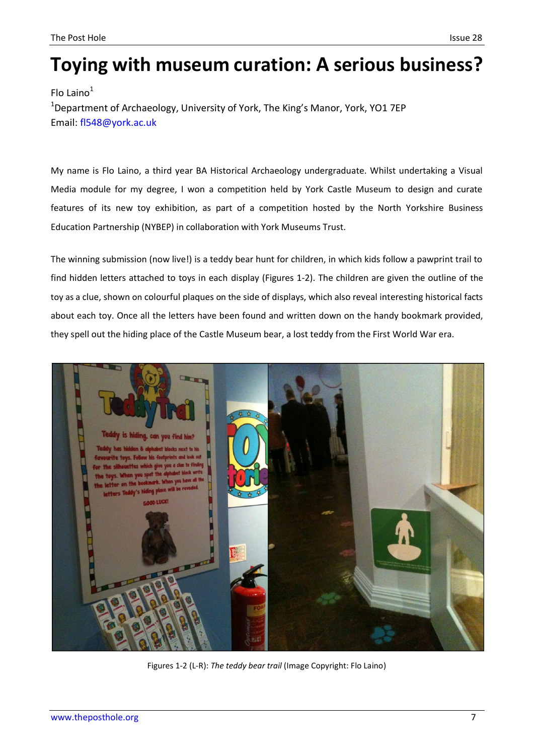# Toying with museum curation: A serious business?

Flo Laino[1]

[1]Department of Archaeology, University of York, The King's Manor, York, YO1 7EP
Email: fl548@york.ac.uk

My name is Flo Laino, a third year BA Historical Archaeology undergraduate. Whilst undertaking a Visual Media module for my degree, I won a competition held by York Castle Museum to design and curate features of its new toy exhibition, as part of a competition hosted by the North Yorkshire Business Education Partnership (NYBEP) in collaboration with York Museums Trust.

The winning submission (now live!) is a teddy bear hunt for children, in which kids follow a pawprint trail to find hidden letters attached to toys in each display (Figures 1-2). The children are given the outline of the toy as a clue, shown on colourful plaques on the side of displays, which also reveal interesting historical facts about each toy. Once all the letters have been found and written down on the handy bookmark provided, they spell out the hiding place of the Castle Museum bear, a lost teddy from the First World War era.

Figures 1-2 (L-R): *The teddy bear trail* (Image Copyright: Flo Laino)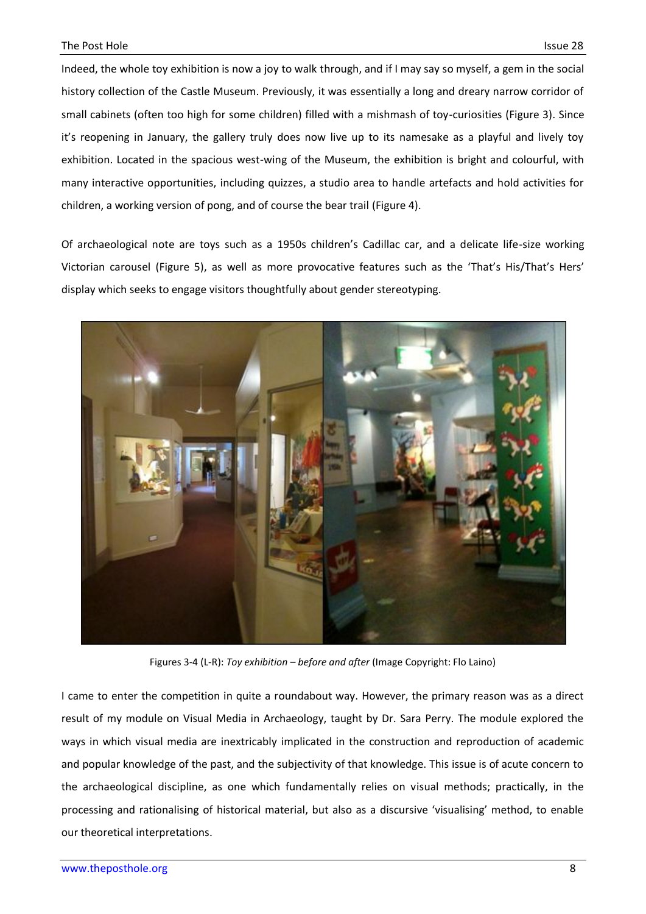Indeed, the whole toy exhibition is now a joy to walk through, and if I may say so myself, a gem in the social history collection of the Castle Museum. Previously, it was essentially a long and dreary narrow corridor of small cabinets (often too high for some children) filled with a mishmash of toy-curiosities (Figure 3). Since it's reopening in January, the gallery truly does now live up to its namesake as a playful and lively toy exhibition. Located in the spacious west-wing of the Museum, the exhibition is bright and colourful, with many interactive opportunities, including quizzes, a studio area to handle artefacts and hold activities for children, a working version of pong, and of course the bear trail (Figure 4).

Of archaeological note are toys such as a 1950s children's Cadillac car, and a delicate life-size working Victorian carousel (Figure 5), as well as more provocative features such as the 'That's His/That's Hers' display which seeks to engage visitors thoughtfully about gender stereotyping.

Figures 3-4 (L-R): *Toy exhibition – before and after* (Image Copyright: Flo Laino)

I came to enter the competition in quite a roundabout way. However, the primary reason was as a direct result of my module on Visual Media in Archaeology, taught by Dr. Sara Perry. The module explored the ways in which visual media are inextricably implicated in the construction and reproduction of academic and popular knowledge of the past, and the subjectivity of that knowledge. This issue is of acute concern to the archaeological discipline, as one which fundamentally relies on visual methods; practically, in the processing and rationalising of historical material, but also as a discursive 'visualising' method, to enable our theoretical interpretations.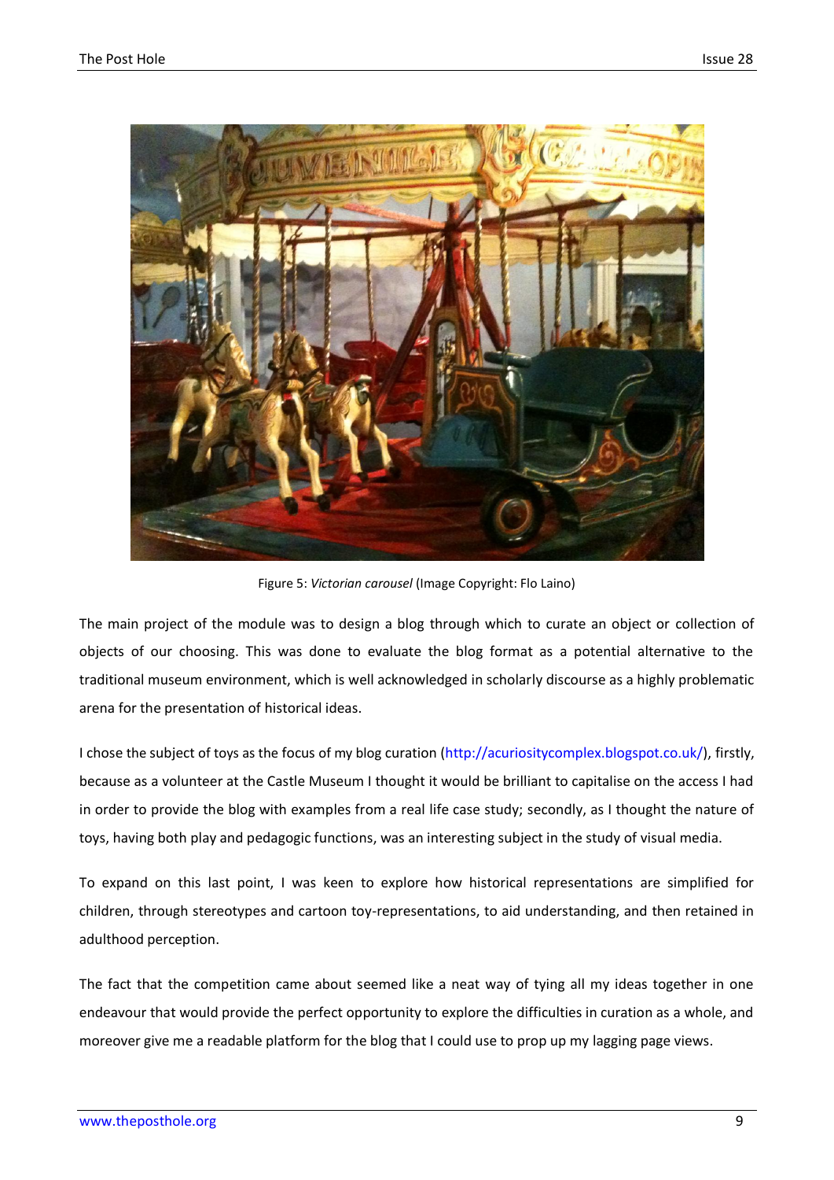Figure 5: *Victorian carousel* (Image Copyright: Flo Laino)

The main project of the module was to design a blog through which to curate an object or collection of objects of our choosing. This was done to evaluate the blog format as a potential alternative to the traditional museum environment, which is well acknowledged in scholarly discourse as a highly problematic arena for the presentation of historical ideas.

I chose the subject of toys as the focus of my blog curation (http://acuriositycomplex.blogspot.co.uk/), firstly, because as a volunteer at the Castle Museum I thought it would be brilliant to capitalise on the access I had in order to provide the blog with examples from a real life case study; secondly, as I thought the nature of toys, having both play and pedagogic functions, was an interesting subject in the study of visual media.

To expand on this last point, I was keen to explore how historical representations are simplified for children, through stereotypes and cartoon toy-representations, to aid understanding, and then retained in adulthood perception.

The fact that the competition came about seemed like a neat way of tying all my ideas together in one endeavour that would provide the perfect opportunity to explore the difficulties in curation as a whole, and moreover give me a readable platform for the blog that I could use to prop up my lagging page views.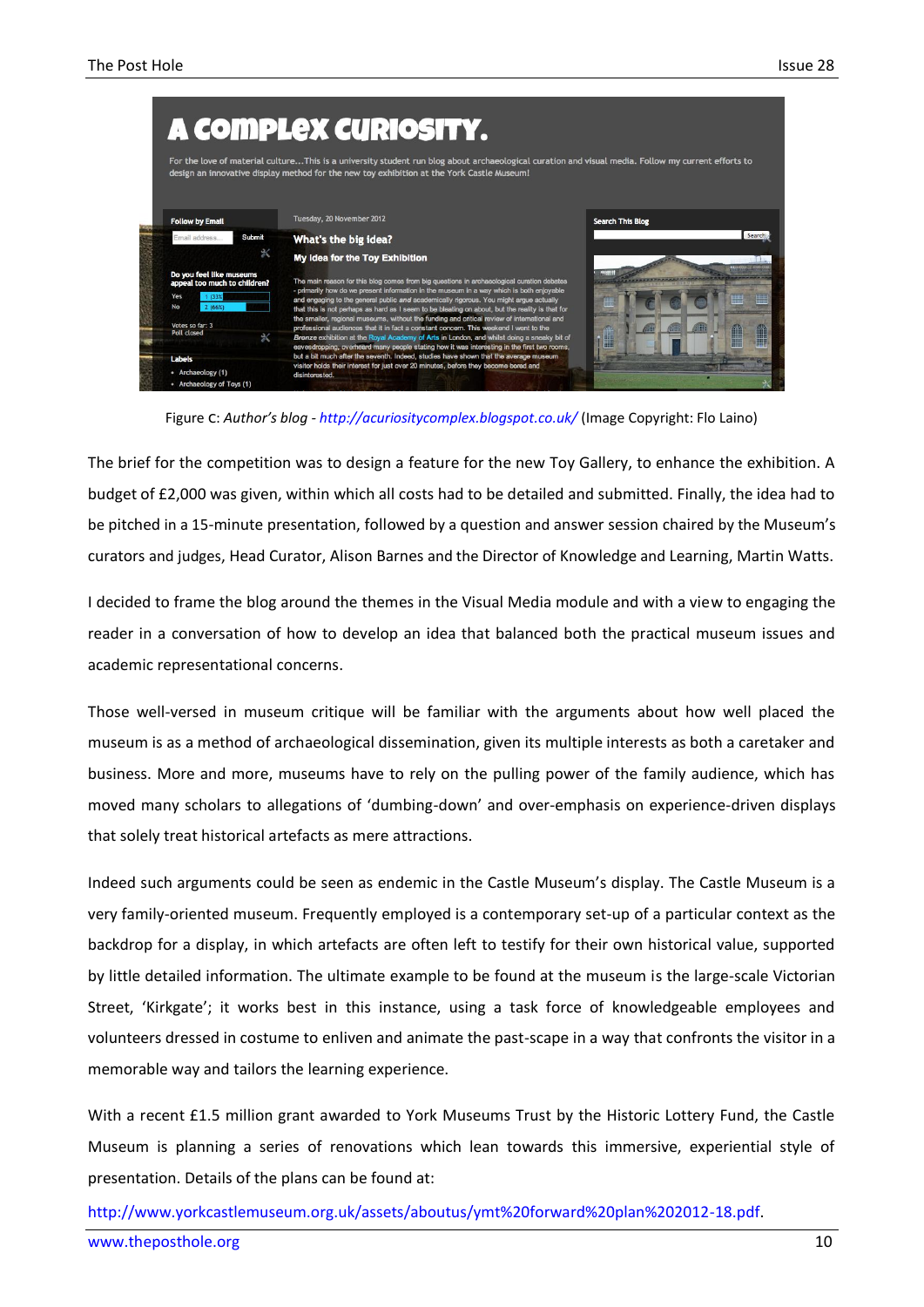Figure C: *Author's blog* - *http://acuriositycomplex.blogspot.co.uk/* (Image Copyright: Flo Laino)

The brief for the competition was to design a feature for the new Toy Gallery, to enhance the exhibition. A budget of £2,000 was given, within which all costs had to be detailed and submitted. Finally, the idea had to be pitched in a 15-minute presentation, followed by a question and answer session chaired by the Museum's curators and judges, Head Curator, Alison Barnes and the Director of Knowledge and Learning, Martin Watts.

I decided to frame the blog around the themes in the Visual Media module and with a view to engaging the reader in a conversation of how to develop an idea that balanced both the practical museum issues and academic representational concerns.

Those well-versed in museum critique will be familiar with the arguments about how well placed the museum is as a method of archaeological dissemination, given its multiple interests as both a caretaker and business. More and more, museums have to rely on the pulling power of the family audience, which has moved many scholars to allegations of 'dumbing-down' and over-emphasis on experience-driven displays that solely treat historical artefacts as mere attractions.

Indeed such arguments could be seen as endemic in the Castle Museum's display. The Castle Museum is a very family-oriented museum. Frequently employed is a contemporary set-up of a particular context as the backdrop for a display, in which artefacts are often left to testify for their own historical value, supported by little detailed information. The ultimate example to be found at the museum is the large-scale Victorian Street, 'Kirkgate'; it works best in this instance, using a task force of knowledgeable employees and volunteers dressed in costume to enliven and animate the past-scape in a way that confronts the visitor in a memorable way and tailors the learning experience.

With a recent £1.5 million grant awarded to York Museums Trust by the Historic Lottery Fund, the Castle Museum is planning a series of renovations which lean towards this immersive, experiential style of presentation. Details of the plans can be found at:

http://www.yorkcastlemuseum.org.uk/assets/aboutus/ymt%20forward%20plan%202012-18.pdf.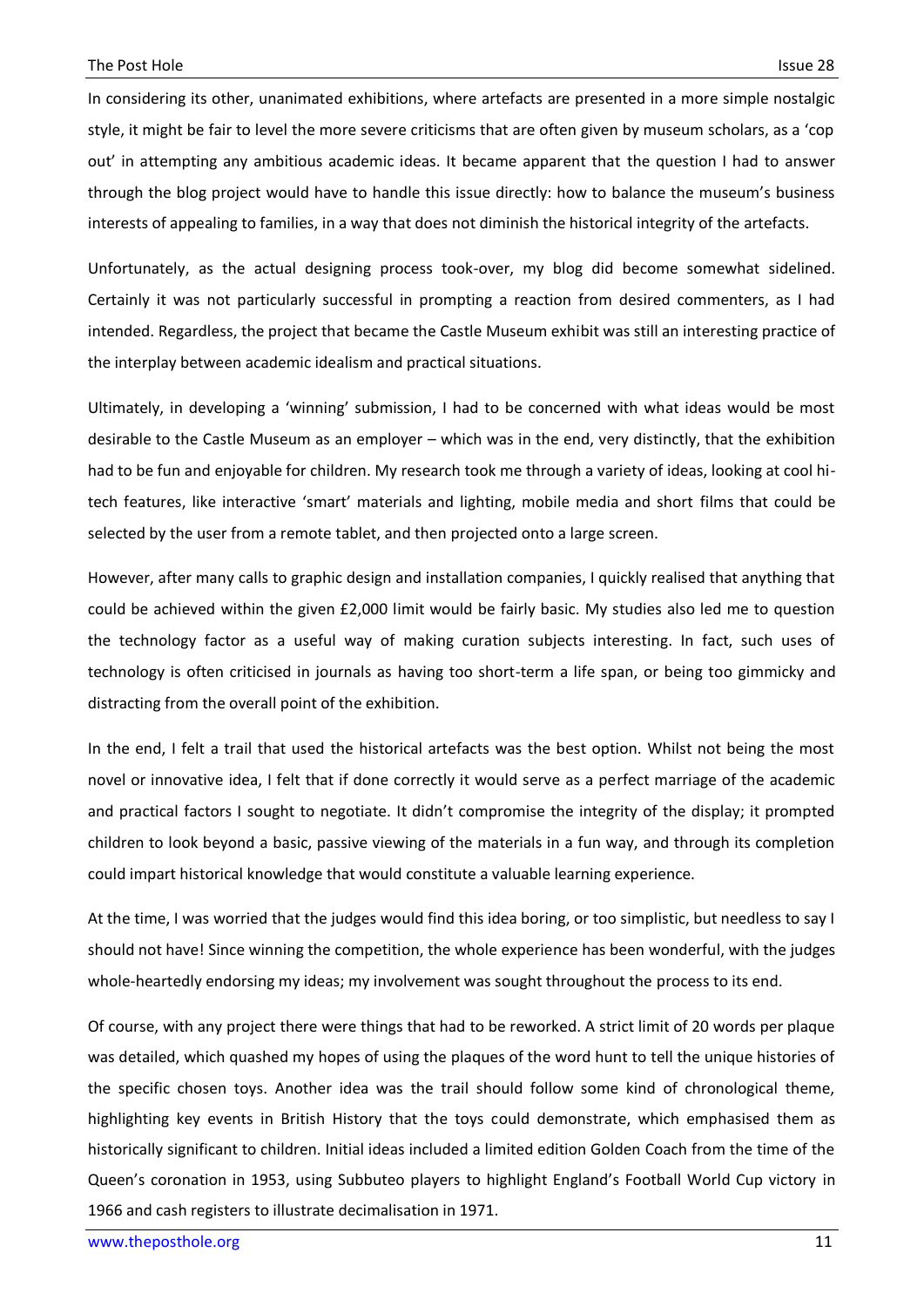In considering its other, unanimated exhibitions, where artefacts are presented in a more simple nostalgic style, it might be fair to level the more severe criticisms that are often given by museum scholars, as a 'cop out' in attempting any ambitious academic ideas. It became apparent that the question I had to answer through the blog project would have to handle this issue directly: how to balance the museum's business interests of appealing to families, in a way that does not diminish the historical integrity of the artefacts.

Unfortunately, as the actual designing process took-over, my blog did become somewhat sidelined. Certainly it was not particularly successful in prompting a reaction from desired commenters, as I had intended. Regardless, the project that became the Castle Museum exhibit was still an interesting practice of the interplay between academic idealism and practical situations.

Ultimately, in developing a 'winning' submission, I had to be concerned with what ideas would be most desirable to the Castle Museum as an employer – which was in the end, very distinctly, that the exhibition had to be fun and enjoyable for children. My research took me through a variety of ideas, looking at cool hi-tech features, like interactive 'smart' materials and lighting, mobile media and short films that could be selected by the user from a remote tablet, and then projected onto a large screen.

However, after many calls to graphic design and installation companies, I quickly realised that anything that could be achieved within the given £2,000 limit would be fairly basic. My studies also led me to question the technology factor as a useful way of making curation subjects interesting. In fact, such uses of technology is often criticised in journals as having too short-term a life span, or being too gimmicky and distracting from the overall point of the exhibition.

In the end, I felt a trail that used the historical artefacts was the best option. Whilst not being the most novel or innovative idea, I felt that if done correctly it would serve as a perfect marriage of the academic and practical factors I sought to negotiate. It didn't compromise the integrity of the display; it prompted children to look beyond a basic, passive viewing of the materials in a fun way, and through its completion could impart historical knowledge that would constitute a valuable learning experience.

At the time, I was worried that the judges would find this idea boring, or too simplistic, but needless to say I should not have! Since winning the competition, the whole experience has been wonderful, with the judges whole-heartedly endorsing my ideas; my involvement was sought throughout the process to its end.

Of course, with any project there were things that had to be reworked. A strict limit of 20 words per plaque was detailed, which quashed my hopes of using the plaques of the word hunt to tell the unique histories of the specific chosen toys. Another idea was the trail should follow some kind of chronological theme, highlighting key events in British History that the toys could demonstrate, which emphasised them as historically significant to children. Initial ideas included a limited edition Golden Coach from the time of the Queen's coronation in 1953, using Subbuteo players to highlight England's Football World Cup victory in 1966 and cash registers to illustrate decimalisation in 1971.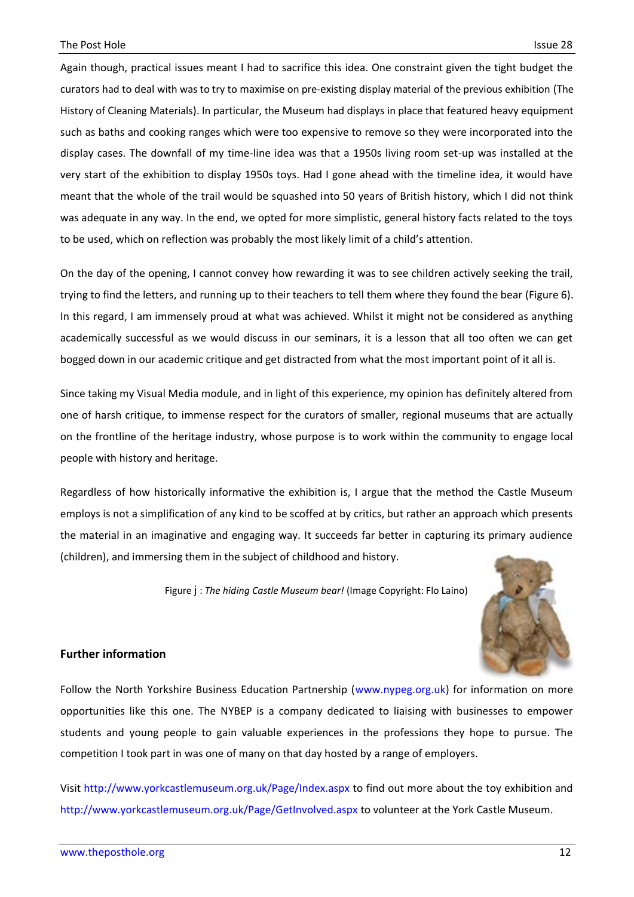Again though, practical issues meant I had to sacrifice this idea. One constraint given the tight budget the curators had to deal with was to try to maximise on pre-existing display material of the previous exhibition (The History of Cleaning Materials). In particular, the Museum had displays in place that featured heavy equipment such as baths and cooking ranges which were too expensive to remove so they were incorporated into the display cases. The downfall of my time-line idea was that a 1950s living room set-up was installed at the very start of the exhibition to display 1950s toys. Had I gone ahead with the timeline idea, it would have meant that the whole of the trail would be squashed into 50 years of British history, which I did not think was adequate in any way. In the end, we opted for more simplistic, general history facts related to the toys to be used, which on reflection was probably the most likely limit of a child's attention.

On the day of the opening, I cannot convey how rewarding it was to see children actively seeking the trail, trying to find the letters, and running up to their teachers to tell them where they found the bear (Figure 6). In this regard, I am immensely proud at what was achieved. Whilst it might not be considered as anything academically successful as we would discuss in our seminars, it is a lesson that all too often we can get bogged down in our academic critique and get distracted from what the most important point of it all is.

Since taking my Visual Media module, and in light of this experience, my opinion has definitely altered from one of harsh critique, to immense respect for the curators of smaller, regional museums that are actually on the frontline of the heritage industry, whose purpose is to work within the community to engage local people with history and heritage.

Regardless of how historically informative the exhibition is, I argue that the method the Castle Museum employs is not a simplification of any kind to be scoffed at by critics, but rather an approach which presents the material in an imaginative and engaging way. It succeeds far better in capturing its primary audience (children), and immersing them in the subject of childhood and history.

Figure j : *The hiding Castle Museum bear!* (Image Copyright: Flo Laino)

### Further information

Follow the North Yorkshire Business Education Partnership (www.nypeg.org.uk) for information on more opportunities like this one. The NYBEP is a company dedicated to liaising with businesses to empower students and young people to gain valuable experiences in the professions they hope to pursue. The competition I took part in was one of many on that day hosted by a range of employers.

Visit http://www.yorkcastlemuseum.org.uk/Page/Index.aspx to find out more about the toy exhibition and http://www.yorkcastlemuseum.org.uk/Page/GetInvolved.aspx to volunteer at the York Castle Museum.